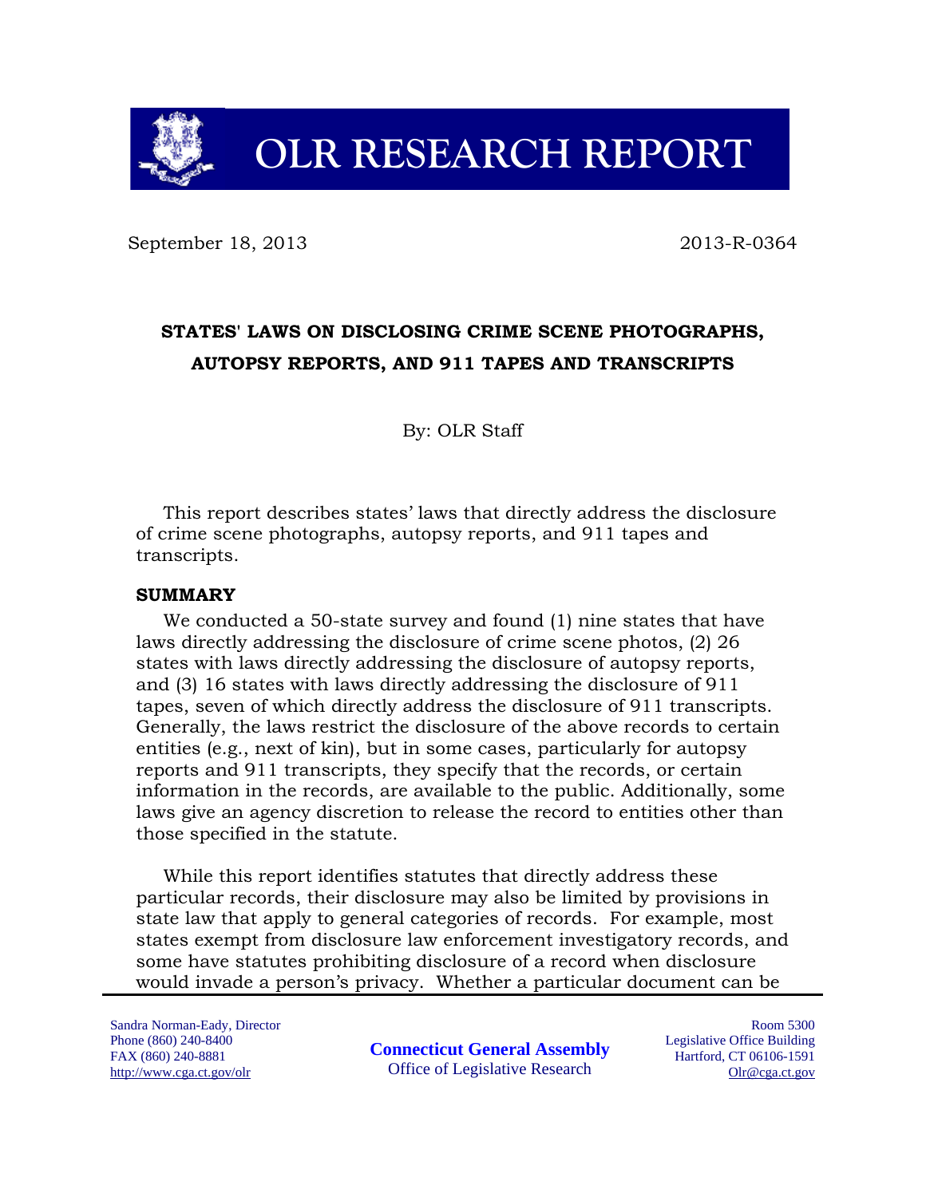# OLR RESEARCH REPORT

September 18, 2013 2013-R-0364

## STATES' LAWS ON DISCLOSING CRIME SCENE PHOTOGRAPHS, AUTOPSY REPORTS, AND 911 TAPES AND TRANSCRIPTS

By: OLR Staff

This report describes states' laws that directly address the disclosure of crime scene photographs, autopsy reports, and 911 tapes and transcripts.

### SUMMARY

We conducted a 50-state survey and found (1) nine states that have laws directly addressing the disclosure of crime scene photos, (2) 26 states with laws directly addressing the disclosure of autopsy reports, and (3) 16 states with laws directly addressing the disclosure of 911 tapes, seven of which directly address the disclosure of 911 transcripts. Generally, the laws restrict the disclosure of the above records to certain entities (e.g., next of kin), but in some cases, particularly for autopsy reports and 911 transcripts, they specify that the records, or certain information in the records, are available to the public. Additionally, some laws give an agency discretion to release the record to entities other than those specified in the statute.

While this report identifies statutes that directly address these particular records, their disclosure may also be limited by provisions in state law that apply to general categories of records. For example, most states exempt from disclosure law enforcement investigatory records, and some have statutes prohibiting disclosure of a record when disclosure would invade a person's privacy. Whether a particular document can be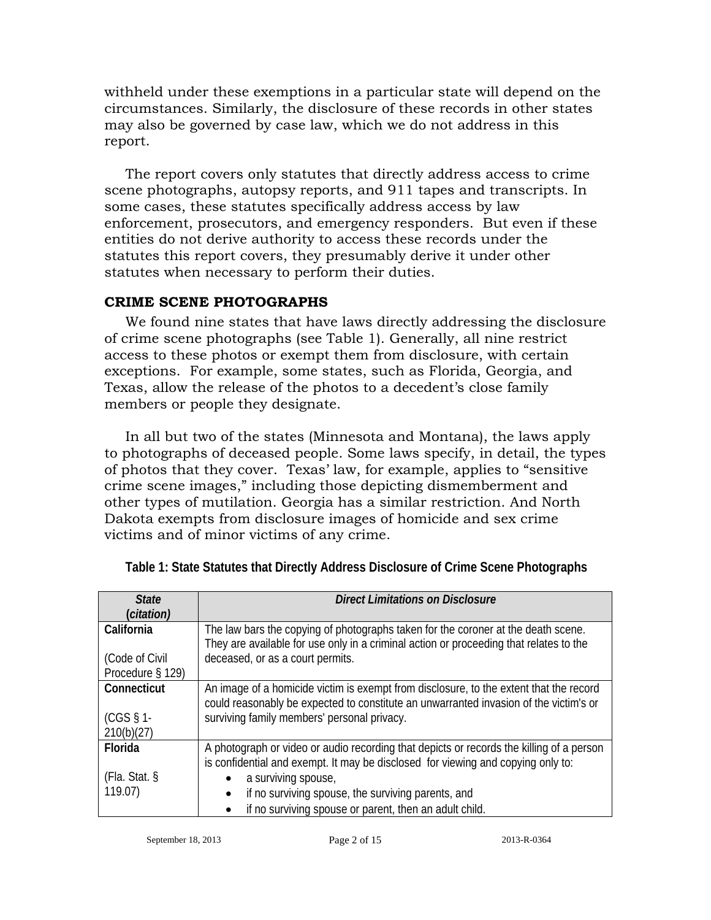withheld under these exemptions in a particular state will depend on the circumstances. Similarly, the disclosure of these records in other states may also be governed by case law, which we do not address in this report.

The report covers only statutes that directly address access to crime scene photographs, autopsy reports, and 911 tapes and transcripts. In some cases, these statutes specifically address access by law enforcement, prosecutors, and emergency responders. But even if these entities do not derive authority to access these records under the statutes this report covers, they presumably derive it under other statutes when necessary to perform their duties.

## CRIME SCENE PHOTOGRAPHS

We found nine states that have laws directly addressing the disclosure of crime scene photographs (see Table 1). Generally, all nine restrict access to these photos or exempt them from disclosure, with certain exceptions. For example, some states, such as Florida, Georgia, and Texas, allow the release of the photos to a decedent's close family members or people they designate.

In all but two of the states (Minnesota and Montana), the laws apply to photographs of deceased people. Some laws specify, in detail, the types of photos that they cover. Texas' law, for example, applies to "sensitive crime scene images," including those depicting dismemberment and other types of mutilation. Georgia has a similar restriction. And North Dakota exempts from disclosure images of homicide and sex crime victims and of minor victims of any crime.

**Table 1: State Statutes that Directly Address Disclosure of Crime Scene Photographs**

| *State (citation)* | *Direct Limitations on Disclosure* |
|---|---|
| **California**<br><br>(Code of Civil Procedure § 129) | The law bars the copying of photographs taken for the coroner at the death scene. They are available for use only in a criminal action or proceeding that relates to the deceased, or as a court permits. |
| **Connecticut**<br><br>(CGS § 1-210(b)(27) | An image of a homicide victim is exempt from disclosure, to the extent that the record could reasonably be expected to constitute an unwarranted invasion of the victim's or surviving family members' personal privacy. |
| **Florida**<br><br>(Fla. Stat. § 119.07) | A photograph or video or audio recording that depicts or records the killing of a person is confidential and exempt. It may be disclosed for viewing and copying only to:<br>• a surviving spouse,<br>• if no surviving spouse, the surviving parents, and<br>• if no surviving spouse or parent, then an adult child. |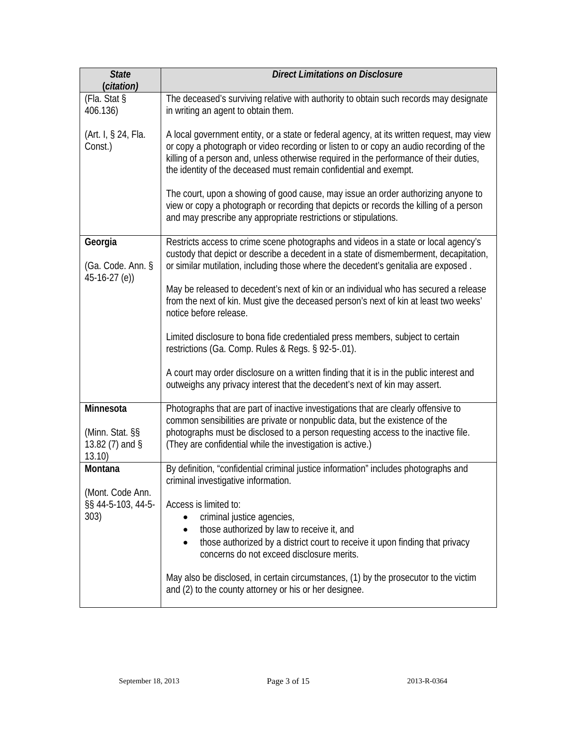| *State* (*citation*) | *Direct Limitations on Disclosure* |
|---|---|
| (Fla. Stat § 406.136)<br><br>(Art. I, § 24, Fla. Const.) | The deceased's surviving relative with authority to obtain such records may designate in writing an agent to obtain them.<br><br>A local government entity, or a state or federal agency, at its written request, may view or copy a photograph or video recording or listen to or copy an audio recording of the killing of a person and, unless otherwise required in the performance of their duties, the identity of the deceased must remain confidential and exempt.<br><br>The court, upon a showing of good cause, may issue an order authorizing anyone to view or copy a photograph or recording that depicts or records the killing of a person and may prescribe any appropriate restrictions or stipulations. |
| **Georgia**<br><br>(Ga. Code. Ann. § 45-16-27 (e)) | Restricts access to crime scene photographs and videos in a state or local agency's custody that depict or describe a decedent in a state of dismemberment, decapitation, or similar mutilation, including those where the decedent's genitalia are exposed .<br><br>May be released to decedent's next of kin or an individual who has secured a release from the next of kin. Must give the deceased person's next of kin at least two weeks' notice before release.<br><br>Limited disclosure to bona fide credentialed press members, subject to certain restrictions (Ga. Comp. Rules & Regs. § 92-5-.01).<br><br>A court may order disclosure on a written finding that it is in the public interest and outweighs any privacy interest that the decedent's next of kin may assert. |
| **Minnesota**<br><br>(Minn. Stat. §§ 13.82 (7) and § 13.10) | Photographs that are part of inactive investigations that are clearly offensive to common sensibilities are private or nonpublic data, but the existence of the photographs must be disclosed to a person requesting access to the inactive file. (They are confidential while the investigation is active.) |
| **Montana**<br><br>(Mont. Code Ann. §§ 44-5-103, 44-5-303) | By definition, "confidential criminal justice information" includes photographs and criminal investigative information.<br><br>Access is limited to:<br>• criminal justice agencies,<br>• those authorized by law to receive it, and<br>• those authorized by a district court to receive it upon finding that privacy concerns do not exceed disclosure merits.<br><br>May also be disclosed, in certain circumstances, (1) by the prosecutor to the victim and (2) to the county attorney or his or her designee. |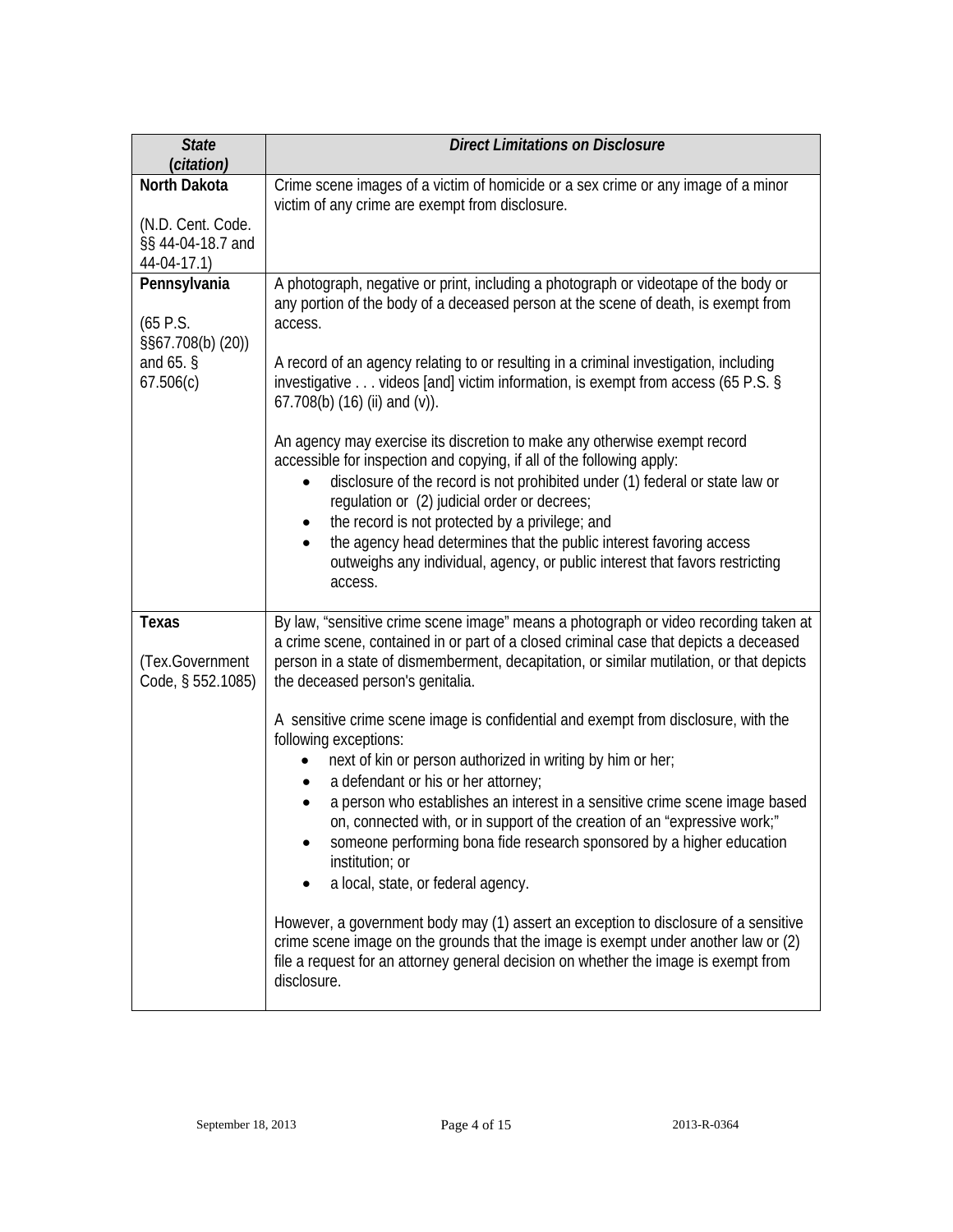| ***State* (*citation*)** | ***Direct Limitations on Disclosure*** |
|---|---|
| **North Dakota**<br><br>(N.D. Cent. Code. §§ 44-04-18.7 and 44-04-17.1) | Crime scene images of a victim of homicide or a sex crime or any image of a minor victim of any crime are exempt from disclosure. |
| **Pennsylvania**<br><br>(65 P.S. §§67.708(b) (20)) and 65. § 67.506(c) | A photograph, negative or print, including a photograph or videotape of the body or any portion of the body of a deceased person at the scene of death, is exempt from access.<br><br>A record of an agency relating to or resulting in a criminal investigation, including investigative . . . videos [and] victim information, is exempt from access (65 P.S. § 67.708(b) (16) (ii) and (v)).<br><br>An agency may exercise its discretion to make any otherwise exempt record accessible for inspection and copying, if all of the following apply:<br>• disclosure of the record is not prohibited under (1) federal or state law or regulation or (2) judicial order or decrees;<br>• the record is not protected by a privilege; and<br>• the agency head determines that the public interest favoring access outweighs any individual, agency, or public interest that favors restricting access. |
| **Texas**<br><br>(Tex.Government Code, § 552.1085) | By law, "sensitive crime scene image" means a photograph or video recording taken at a crime scene, contained in or part of a closed criminal case that depicts a deceased person in a state of dismemberment, decapitation, or similar mutilation, or that depicts the deceased person's genitalia.<br><br>A sensitive crime scene image is confidential and exempt from disclosure, with the following exceptions:<br>• next of kin or person authorized in writing by him or her;<br>• a defendant or his or her attorney;<br>• a person who establishes an interest in a sensitive crime scene image based on, connected with, or in support of the creation of an "expressive work;"<br>• someone performing bona fide research sponsored by a higher education institution; or<br>• a local, state, or federal agency.<br><br>However, a government body may (1) assert an exception to disclosure of a sensitive crime scene image on the grounds that the image is exempt under another law or (2) file a request for an attorney general decision on whether the image is exempt from disclosure. |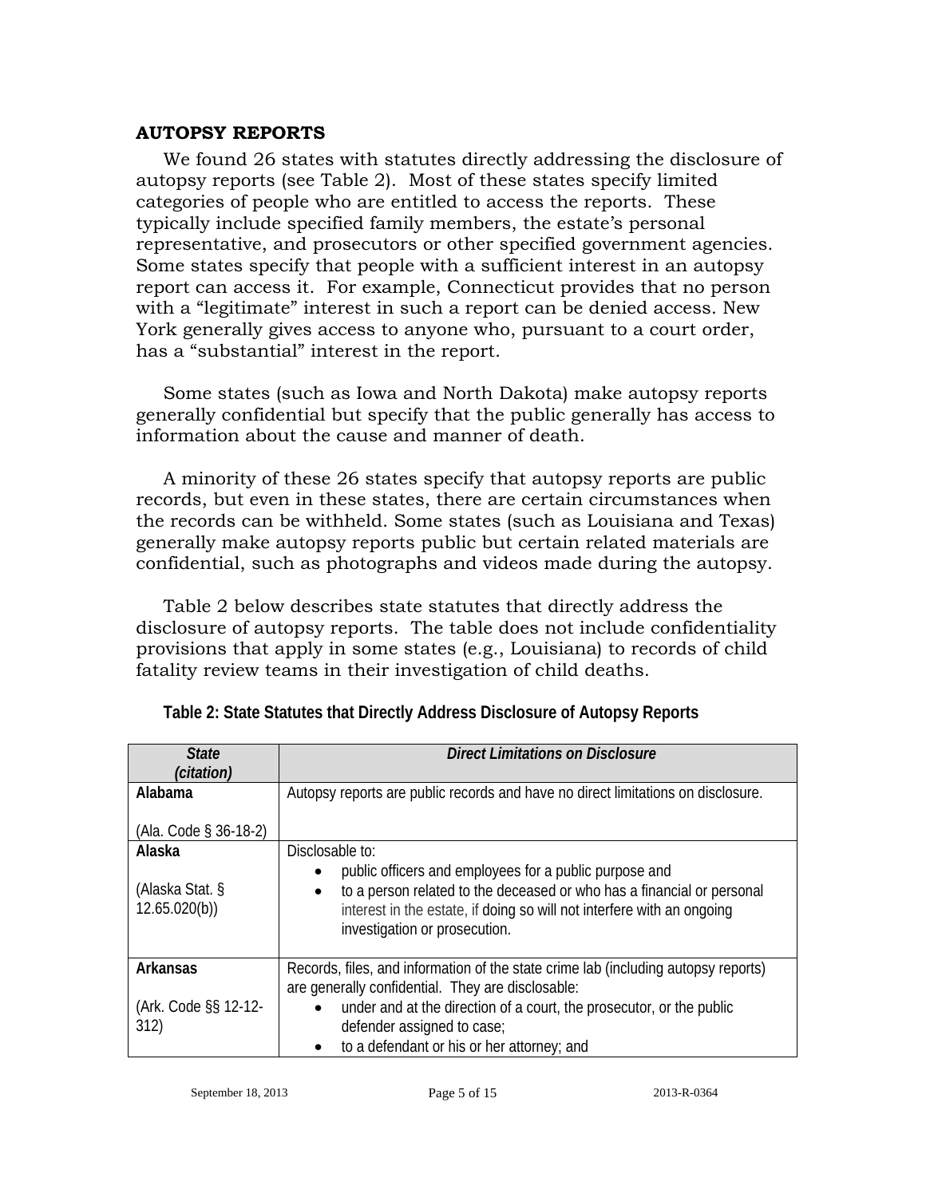## AUTOPSY REPORTS

We found 26 states with statutes directly addressing the disclosure of autopsy reports (see Table 2). Most of these states specify limited categories of people who are entitled to access the reports. These typically include specified family members, the estate's personal representative, and prosecutors or other specified government agencies. Some states specify that people with a sufficient interest in an autopsy report can access it. For example, Connecticut provides that no person with a "legitimate" interest in such a report can be denied access. New York generally gives access to anyone who, pursuant to a court order, has a "substantial" interest in the report.

Some states (such as Iowa and North Dakota) make autopsy reports generally confidential but specify that the public generally has access to information about the cause and manner of death.

A minority of these 26 states specify that autopsy reports are public records, but even in these states, there are certain circumstances when the records can be withheld. Some states (such as Louisiana and Texas) generally make autopsy reports public but certain related materials are confidential, such as photographs and videos made during the autopsy.

Table 2 below describes state statutes that directly address the disclosure of autopsy reports. The table does not include confidentiality provisions that apply in some states (e.g., Louisiana) to records of child fatality review teams in their investigation of child deaths.

**Table 2: State Statutes that Directly Address Disclosure of Autopsy Reports**

| *State (citation)* | *Direct Limitations on Disclosure* |
|---|---|
| **Alabama**<br><br>(Ala. Code § 36-18-2) | Autopsy reports are public records and have no direct limitations on disclosure. |
| **Alaska**<br><br>(Alaska Stat. § 12.65.020(b)) | Disclosable to:<br>• public officers and employees for a public purpose and<br>• to a person related to the deceased or who has a financial or personal interest in the estate, if doing so will not interfere with an ongoing investigation or prosecution. |
| **Arkansas**<br><br>(Ark. Code §§ 12-12-312) | Records, files, and information of the state crime lab (including autopsy reports) are generally confidential. They are disclosable:<br>• under and at the direction of a court, the prosecutor, or the public defender assigned to case;<br>• to a defendant or his or her attorney; and |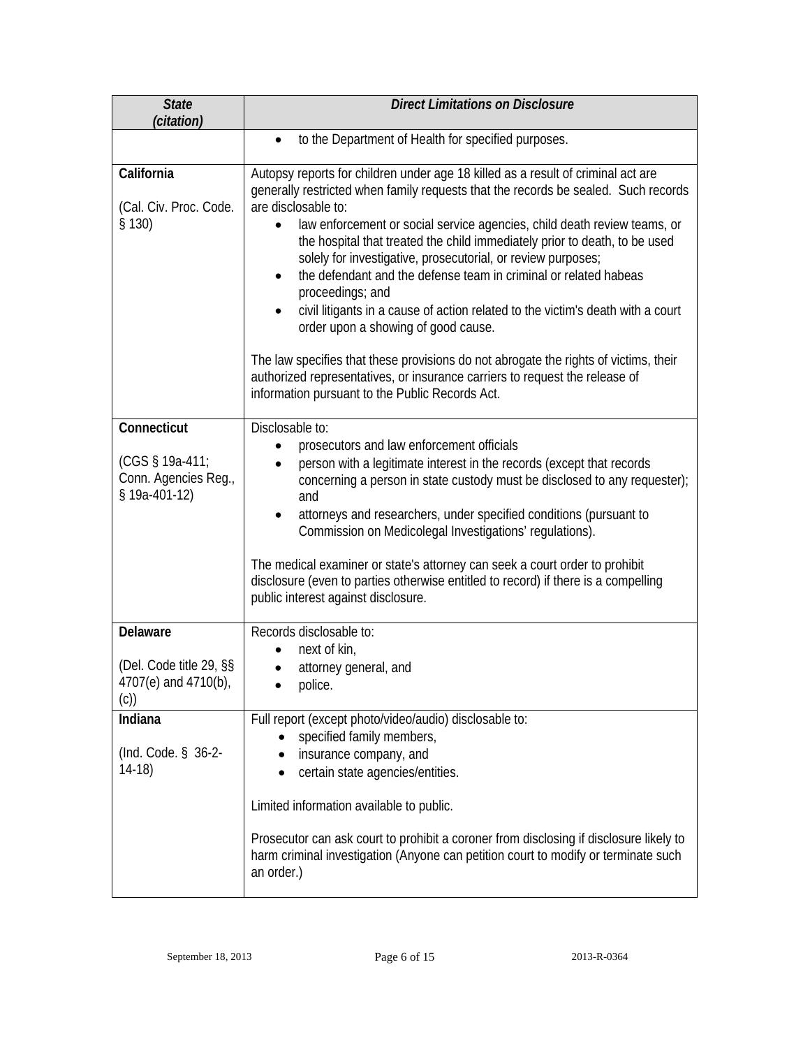| *State (citation)* | *Direct Limitations on Disclosure* |
|---|---|
| | • to the Department of Health for specified purposes. |
| **California**<br><br>(Cal. Civ. Proc. Code. § 130) | Autopsy reports for children under age 18 killed as a result of criminal act are generally restricted when family requests that the records be sealed. Such records are disclosable to:<br>• law enforcement or social service agencies, child death review teams, or the hospital that treated the child immediately prior to death, to be used solely for investigative, prosecutorial, or review purposes;<br>• the defendant and the defense team in criminal or related habeas proceedings; and<br>• civil litigants in a cause of action related to the victim's death with a court order upon a showing of good cause.<br><br>The law specifies that these provisions do not abrogate the rights of victims, their authorized representatives, or insurance carriers to request the release of information pursuant to the Public Records Act. |
| **Connecticut**<br><br>(CGS § 19a-411; Conn. Agencies Reg., § 19a-401-12) | Disclosable to:<br>• prosecutors and law enforcement officials<br>• person with a legitimate interest in the records (except that records concerning a person in state custody must be disclosed to any requester); and<br>• attorneys and researchers, under specified conditions (pursuant to Commission on Medicolegal Investigations' regulations).<br><br>The medical examiner or state's attorney can seek a court order to prohibit disclosure (even to parties otherwise entitled to record) if there is a compelling public interest against disclosure. |
| **Delaware**<br><br>(Del. Code title 29, §§ 4707(e) and 4710(b), (c)) | Records disclosable to:<br>• next of kin,<br>• attorney general, and<br>• police. |
| **Indiana**<br><br>(Ind. Code. § 36-2-14-18) | Full report (except photo/video/audio) disclosable to:<br>• specified family members,<br>• insurance company, and<br>• certain state agencies/entities.<br><br>Limited information available to public.<br><br>Prosecutor can ask court to prohibit a coroner from disclosing if disclosure likely to harm criminal investigation (Anyone can petition court to modify or terminate such an order.) |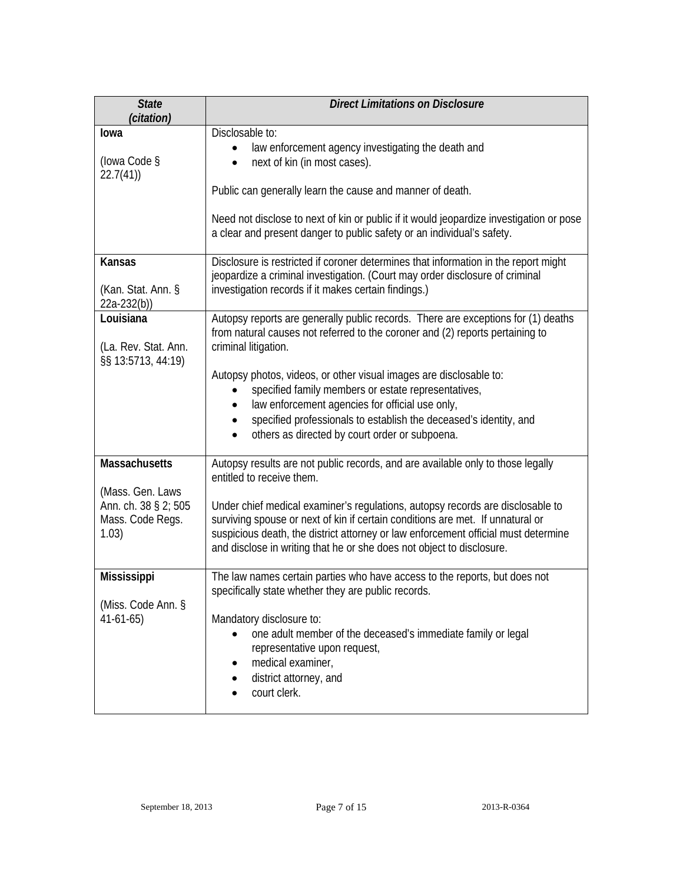| *State (citation)* | *Direct Limitations on Disclosure* |
|---|---|
| **Iowa**<br><br>(Iowa Code § 22.7(41)) | Disclosable to:<br>• law enforcement agency investigating the death and<br>• next of kin (in most cases).<br><br>Public can generally learn the cause and manner of death.<br><br>Need not disclose to next of kin or public if it would jeopardize investigation or pose a clear and present danger to public safety or an individual's safety. |
| **Kansas**<br><br>(Kan. Stat. Ann. § 22a-232(b)) | Disclosure is restricted if coroner determines that information in the report might jeopardize a criminal investigation. (Court may order disclosure of criminal investigation records if it makes certain findings.) |
| **Louisiana**<br><br>(La. Rev. Stat. Ann. §§ 13:5713, 44:19) | Autopsy reports are generally public records. There are exceptions for (1) deaths from natural causes not referred to the coroner and (2) reports pertaining to criminal litigation.<br><br>Autopsy photos, videos, or other visual images are disclosable to:<br>• specified family members or estate representatives,<br>• law enforcement agencies for official use only,<br>• specified professionals to establish the deceased's identity, and<br>• others as directed by court order or subpoena. |
| **Massachusetts**<br><br>(Mass. Gen. Laws Ann. ch. 38 § 2; 505 Mass. Code Regs. 1.03) | Autopsy results are not public records, and are available only to those legally entitled to receive them.<br><br>Under chief medical examiner's regulations, autopsy records are disclosable to surviving spouse or next of kin if certain conditions are met. If unnatural or suspicious death, the district attorney or law enforcement official must determine and disclose in writing that he or she does not object to disclosure. |
| **Mississippi**<br><br>(Miss. Code Ann. § 41-61-65) | The law names certain parties who have access to the reports, but does not specifically state whether they are public records.<br><br>Mandatory disclosure to:<br>• one adult member of the deceased's immediate family or legal representative upon request,<br>• medical examiner,<br>• district attorney, and<br>• court clerk. |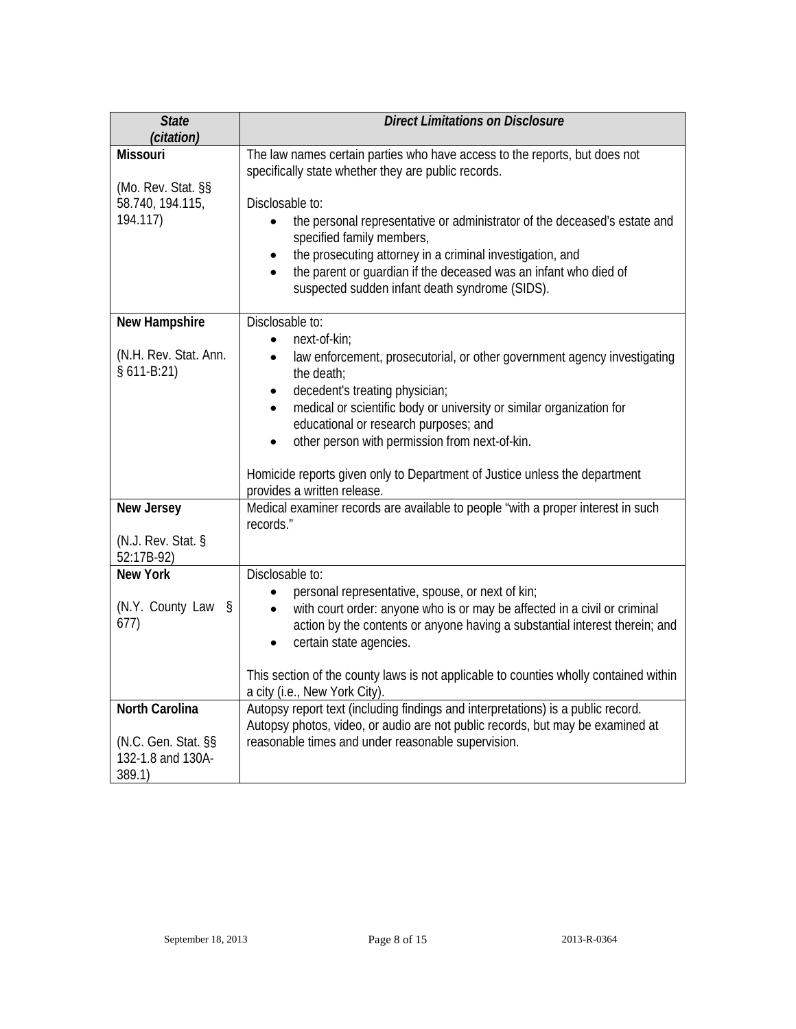| ***State (citation)*** | ***Direct Limitations on Disclosure*** |
|---|---|
| **Missouri**<br><br>(Mo. Rev. Stat. §§ 58.740, 194.115, 194.117) | The law names certain parties who have access to the reports, but does not specifically state whether they are public records.<br><br>Disclosable to:<br>• the personal representative or administrator of the deceased's estate and specified family members,<br>• the prosecuting attorney in a criminal investigation, and<br>• the parent or guardian if the deceased was an infant who died of suspected sudden infant death syndrome (SIDS). |
| **New Hampshire**<br><br>(N.H. Rev. Stat. Ann. § 611-B:21) | Disclosable to:<br>• next-of-kin;<br>• law enforcement, prosecutorial, or other government agency investigating the death;<br>• decedent's treating physician;<br>• medical or scientific body or university or similar organization for educational or research purposes; and<br>• other person with permission from next-of-kin.<br><br>Homicide reports given only to Department of Justice unless the department provides a written release. |
| **New Jersey**<br><br>(N.J. Rev. Stat. § 52:17B-92) | Medical examiner records are available to people "with a proper interest in such records." |
| **New York**<br><br>(N.Y. County Law § 677) | Disclosable to:<br>• personal representative, spouse, or next of kin;<br>• with court order: anyone who is or may be affected in a civil or criminal action by the contents or anyone having a substantial interest therein; and<br>• certain state agencies.<br><br>This section of the county laws is not applicable to counties wholly contained within a city (i.e., New York City). |
| **North Carolina**<br><br>(N.C. Gen. Stat. §§ 132-1.8 and 130A-389.1) | Autopsy report text (including findings and interpretations) is a public record. Autopsy photos, video, or audio are not public records, but may be examined at reasonable times and under reasonable supervision. |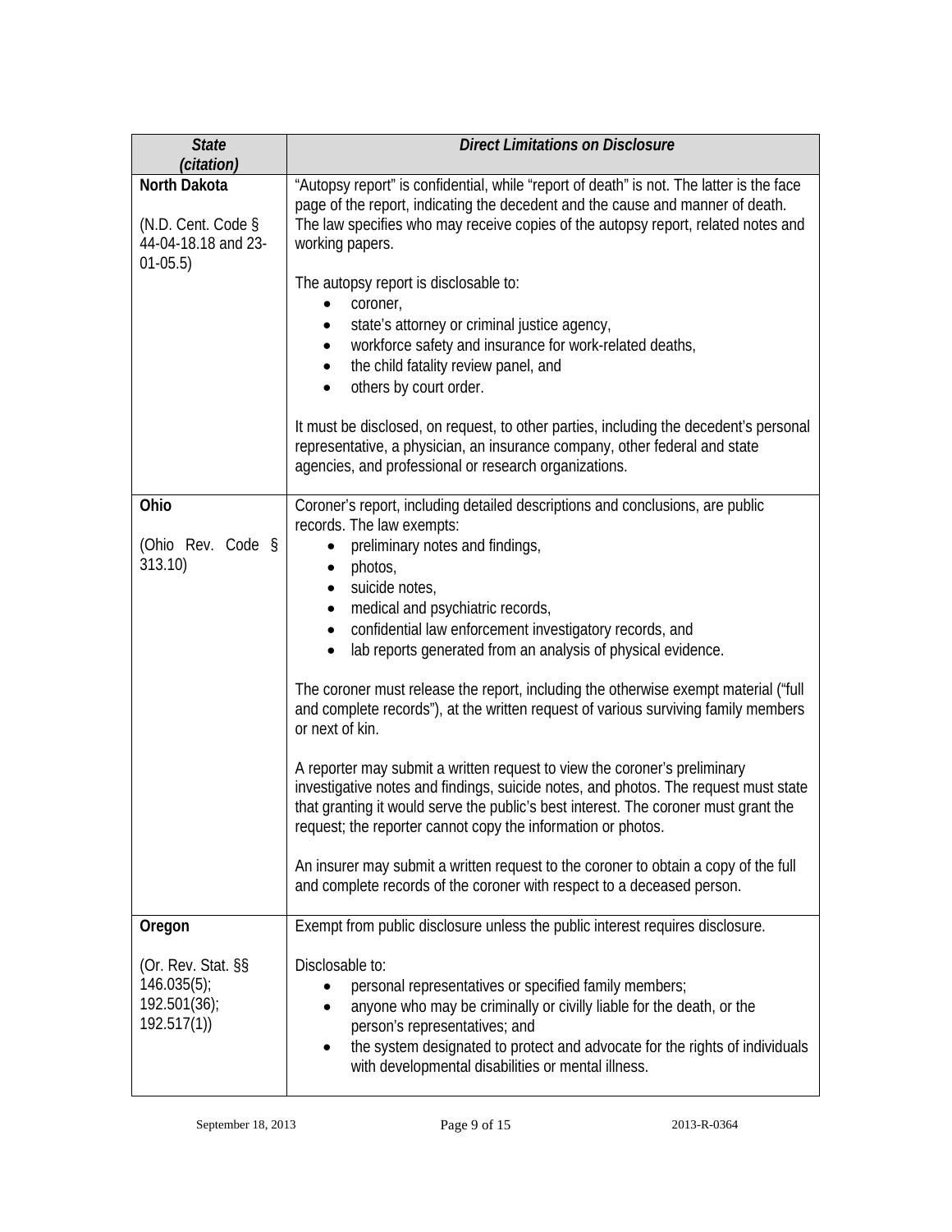| *State (citation)* | *Direct Limitations on Disclosure* |
|---|---|
| **North Dakota**<br><br>(N.D. Cent. Code § 44-04-18.18 and 23-01-05.5) | "Autopsy report" is confidential, while "report of death" is not. The latter is the face page of the report, indicating the decedent and the cause and manner of death. The law specifies who may receive copies of the autopsy report, related notes and working papers.<br><br>The autopsy report is disclosable to:<br>• coroner,<br>• state's attorney or criminal justice agency,<br>• workforce safety and insurance for work-related deaths,<br>• the child fatality review panel, and<br>• others by court order.<br><br>It must be disclosed, on request, to other parties, including the decedent's personal representative, a physician, an insurance company, other federal and state agencies, and professional or research organizations. |
| **Ohio**<br><br>(Ohio Rev. Code § 313.10) | Coroner's report, including detailed descriptions and conclusions, are public records. The law exempts:<br>• preliminary notes and findings,<br>• photos,<br>• suicide notes,<br>• medical and psychiatric records,<br>• confidential law enforcement investigatory records, and<br>• lab reports generated from an analysis of physical evidence.<br><br>The coroner must release the report, including the otherwise exempt material ("full and complete records"), at the written request of various surviving family members or next of kin.<br><br>A reporter may submit a written request to view the coroner's preliminary investigative notes and findings, suicide notes, and photos. The request must state that granting it would serve the public's best interest. The coroner must grant the request; the reporter cannot copy the information or photos.<br><br>An insurer may submit a written request to the coroner to obtain a copy of the full and complete records of the coroner with respect to a deceased person. |
| **Oregon**<br><br>(Or. Rev. Stat. §§ 146.035(5); 192.501(36); 192.517(1)) | Exempt from public disclosure unless the public interest requires disclosure.<br><br>Disclosable to:<br>• personal representatives or specified family members;<br>• anyone who may be criminally or civilly liable for the death, or the person's representatives; and<br>• the system designated to protect and advocate for the rights of individuals with developmental disabilities or mental illness. |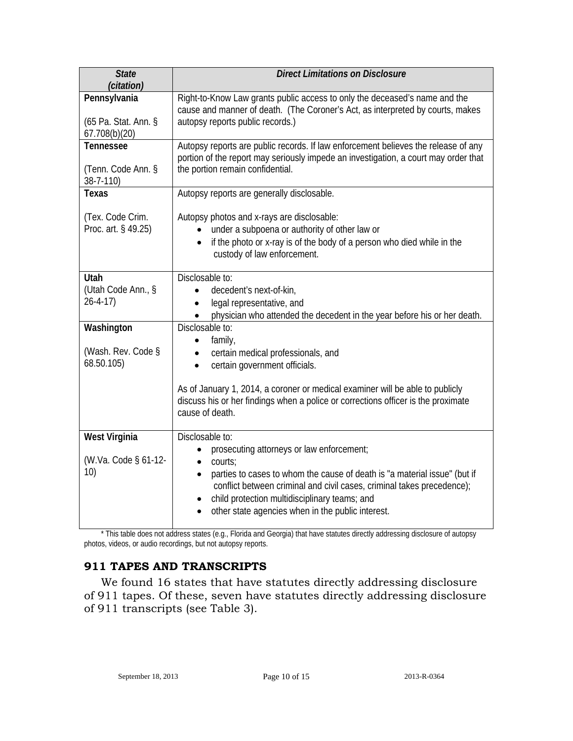| *State (citation)* | *Direct Limitations on Disclosure* |
|---|---|
| **Pennsylvania**<br><br>(65 Pa. Stat. Ann. § 67.708(b)(20) | Right-to-Know Law grants public access to only the deceased's name and the cause and manner of death. (The Coroner's Act, as interpreted by courts, makes autopsy reports public records.) |
| **Tennessee**<br><br>(Tenn. Code Ann. § 38-7-110) | Autopsy reports are public records. If law enforcement believes the release of any portion of the report may seriously impede an investigation, a court may order that the portion remain confidential. |
| **Texas**<br><br>(Tex. Code Crim. Proc. art. § 49.25) | Autopsy reports are generally disclosable.<br><br>Autopsy photos and x-rays are disclosable:<br>• under a subpoena or authority of other law or<br>• if the photo or x-ray is of the body of a person who died while in the custody of law enforcement. |
| **Utah**<br>(Utah Code Ann., § 26-4-17) | Disclosable to:<br>• decedent's next-of-kin,<br>• legal representative, and<br>• physician who attended the decedent in the year before his or her death. |
| **Washington**<br><br>(Wash. Rev. Code § 68.50.105) | Disclosable to:<br>• family,<br>• certain medical professionals, and<br>• certain government officials.<br><br>As of January 1, 2014, a coroner or medical examiner will be able to publicly discuss his or her findings when a police or corrections officer is the proximate cause of death. |
| **West Virginia**<br><br>(W.Va. Code § 61-12-10) | Disclosable to:<br>• prosecuting attorneys or law enforcement;<br>• courts;<br>• parties to cases to whom the cause of death is "a material issue" (but if conflict between criminal and civil cases, criminal takes precedence);<br>• child protection multidisciplinary teams; and<br>• other state agencies when in the public interest. |

\* This table does not address states (e.g., Florida and Georgia) that have statutes directly addressing disclosure of autopsy photos, videos, or audio recordings, but not autopsy reports.

## 911 TAPES AND TRANSCRIPTS

We found 16 states that have statutes directly addressing disclosure of 911 tapes. Of these, seven have statutes directly addressing disclosure of 911 transcripts (see Table 3).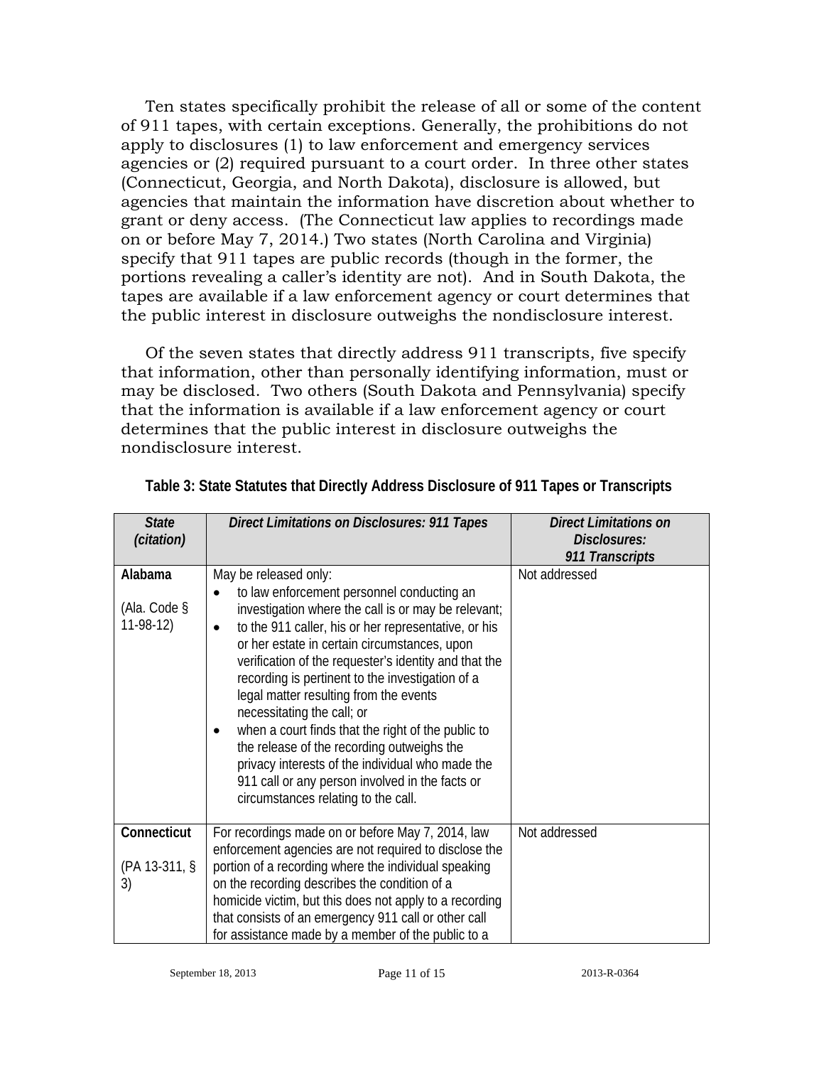Ten states specifically prohibit the release of all or some of the content of 911 tapes, with certain exceptions. Generally, the prohibitions do not apply to disclosures (1) to law enforcement and emergency services agencies or (2) required pursuant to a court order. In three other states (Connecticut, Georgia, and North Dakota), disclosure is allowed, but agencies that maintain the information have discretion about whether to grant or deny access. (The Connecticut law applies to recordings made on or before May 7, 2014.) Two states (North Carolina and Virginia) specify that 911 tapes are public records (though in the former, the portions revealing a caller's identity are not). And in South Dakota, the tapes are available if a law enforcement agency or court determines that the public interest in disclosure outweighs the nondisclosure interest.

Of the seven states that directly address 911 transcripts, five specify that information, other than personally identifying information, must or may be disclosed. Two others (South Dakota and Pennsylvania) specify that the information is available if a law enforcement agency or court determines that the public interest in disclosure outweighs the nondisclosure interest.

**Table 3: State Statutes that Directly Address Disclosure of 911 Tapes or Transcripts**

| *State (citation)* | *Direct Limitations on Disclosures: 911 Tapes* | *Direct Limitations on Disclosures: 911 Transcripts* |
|---|---|---|
| **Alabama** (Ala. Code § 11-98-12) | May be released only:<br>• to law enforcement personnel conducting an investigation where the call is or may be relevant;<br>• to the 911 caller, his or her representative, or his or her estate in certain circumstances, upon verification of the requester's identity and that the recording is pertinent to the investigation of a legal matter resulting from the events necessitating the call; or<br>• when a court finds that the right of the public to the release of the recording outweighs the privacy interests of the individual who made the 911 call or any person involved in the facts or circumstances relating to the call. | Not addressed |
| **Connecticut** (PA 13-311, § 3) | For recordings made on or before May 7, 2014, law enforcement agencies are not required to disclose the portion of a recording where the individual speaking on the recording describes the condition of a homicide victim, but this does not apply to a recording that consists of an emergency 911 call or other call for assistance made by a member of the public to a | Not addressed |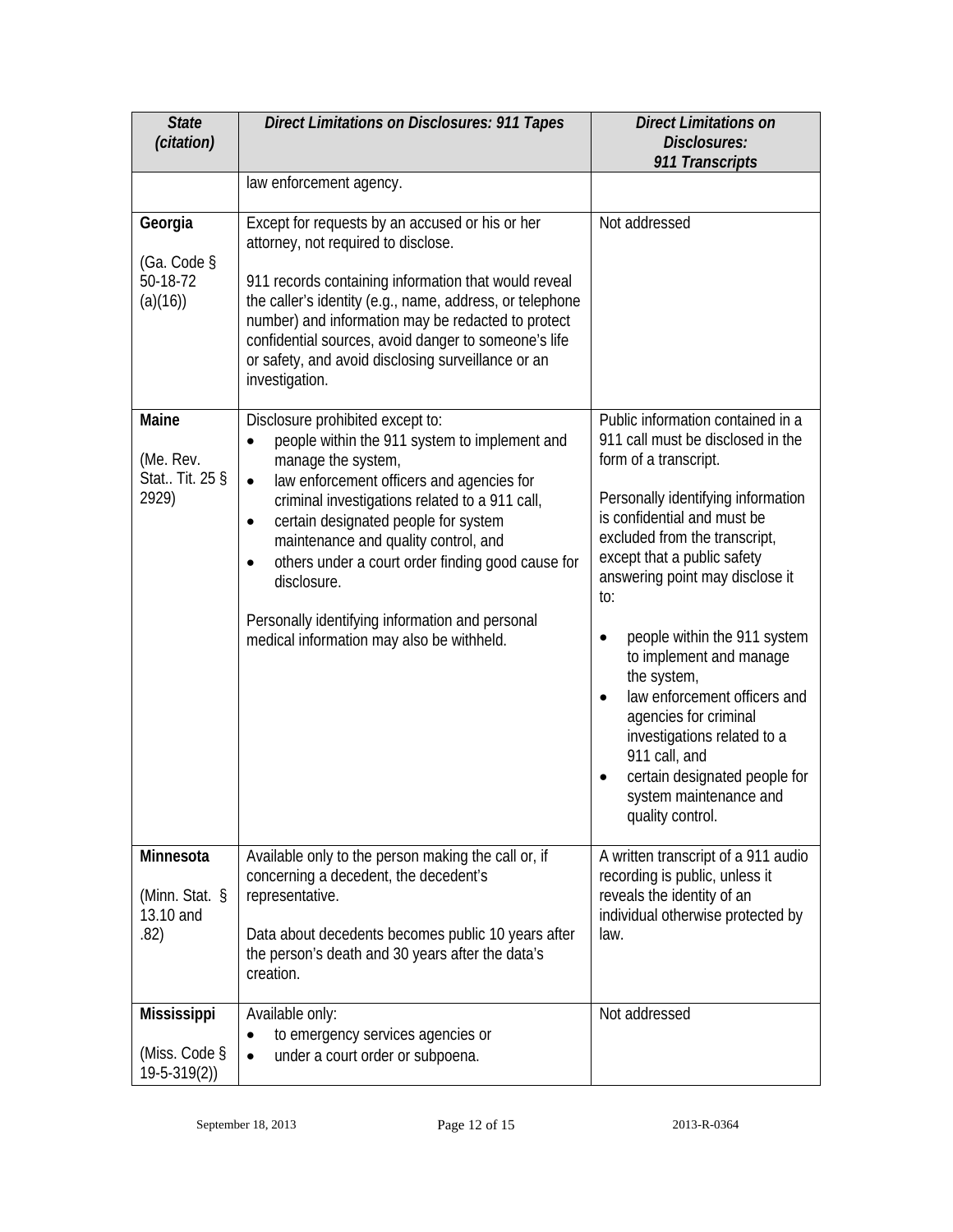| *State (citation)* | *Direct Limitations on Disclosures: 911 Tapes* | *Direct Limitations on Disclosures: 911 Transcripts* |
|---|---|---|
| | law enforcement agency. | |
| **Georgia**<br><br>(Ga. Code § 50-18-72 (a)(16)) | Except for requests by an accused or his or her attorney, not required to disclose.<br><br>911 records containing information that would reveal the caller's identity (e.g., name, address, or telephone number) and information may be redacted to protect confidential sources, avoid danger to someone's life or safety, and avoid disclosing surveillance or an investigation. | Not addressed |
| **Maine**<br><br>(Me. Rev. Stat.. Tit. 25 § 2929) | Disclosure prohibited except to:<br>• people within the 911 system to implement and manage the system,<br>• law enforcement officers and agencies for criminal investigations related to a 911 call,<br>• certain designated people for system maintenance and quality control, and<br>• others under a court order finding good cause for disclosure.<br><br>Personally identifying information and personal medical information may also be withheld. | Public information contained in a 911 call must be disclosed in the form of a transcript.<br><br>Personally identifying information is confidential and must be excluded from the transcript, except that a public safety answering point may disclose it to:<br><br>• people within the 911 system to implement and manage the system,<br>• law enforcement officers and agencies for criminal investigations related to a 911 call, and<br>• certain designated people for system maintenance and quality control. |
| **Minnesota**<br><br>(Minn. Stat. § 13.10 and .82) | Available only to the person making the call or, if concerning a decedent, the decedent's representative.<br><br>Data about decedents becomes public 10 years after the person's death and 30 years after the data's creation. | A written transcript of a 911 audio recording is public, unless it reveals the identity of an individual otherwise protected by law. |
| **Mississippi**<br><br>(Miss. Code § 19-5-319(2)) | Available only:<br>• to emergency services agencies or<br>• under a court order or subpoena. | Not addressed |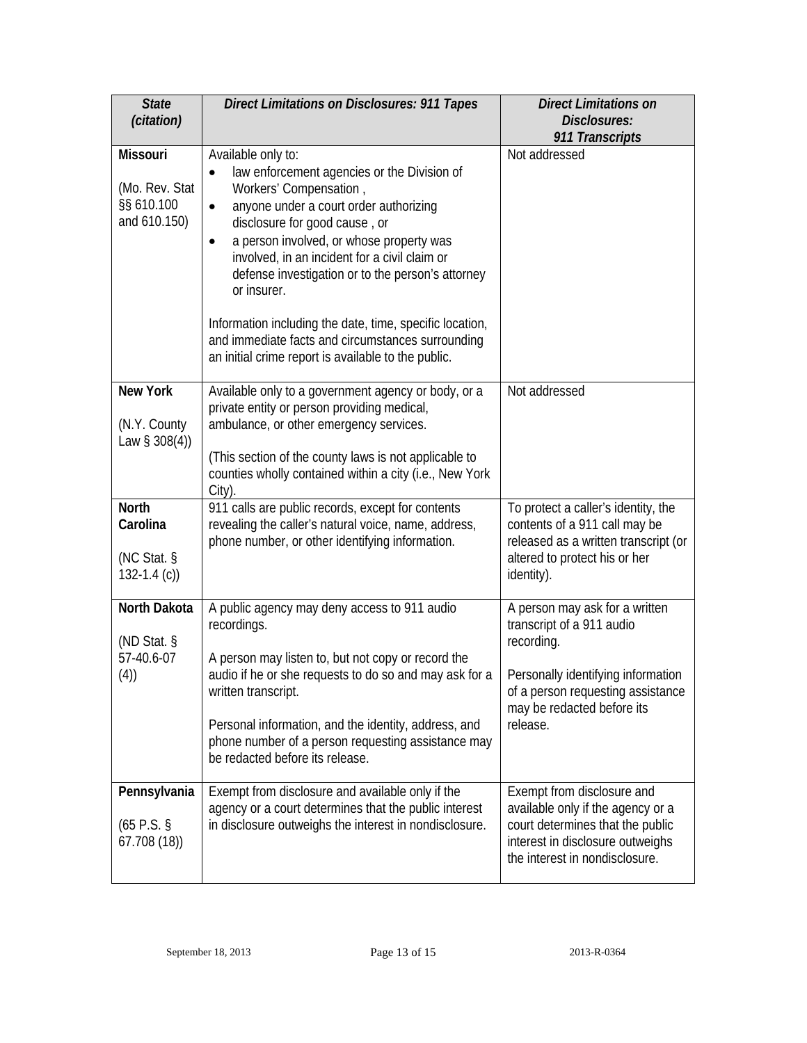| *State (citation)* | *Direct Limitations on Disclosures: 911 Tapes* | *Direct Limitations on Disclosures: 911 Transcripts* |
|---|---|---|
| **Missouri**<br><br>(Mo. Rev. Stat §§ 610.100 and 610.150) | Available only to:<br>• law enforcement agencies or the Division of Workers' Compensation ,<br>• anyone under a court order authorizing disclosure for good cause , or<br>• a person involved, or whose property was involved, in an incident for a civil claim or defense investigation or to the person's attorney or insurer.<br><br>Information including the date, time, specific location, and immediate facts and circumstances surrounding an initial crime report is available to the public. | Not addressed |
| **New York**<br><br>(N.Y. County Law § 308(4)) | Available only to a government agency or body, or a private entity or person providing medical, ambulance, or other emergency services.<br><br>(This section of the county laws is not applicable to counties wholly contained within a city (i.e., New York City). | Not addressed |
| **North Carolina**<br><br>(NC Stat. § 132-1.4 (c)) | 911 calls are public records, except for contents revealing the caller's natural voice, name, address, phone number, or other identifying information. | To protect a caller's identity, the contents of a 911 call may be released as a written transcript (or altered to protect his or her identity). |
| **North Dakota**<br><br>(ND Stat. § 57-40.6-07 (4)) | A public agency may deny access to 911 audio recordings.<br><br>A person may listen to, but not copy or record the audio if he or she requests to do so and may ask for a written transcript.<br><br>Personal information, and the identity, address, and phone number of a person requesting assistance may be redacted before its release. | A person may ask for a written transcript of a 911 audio recording.<br><br>Personally identifying information of a person requesting assistance may be redacted before its release. |
| **Pennsylvania**<br><br>(65 P.S. § 67.708 (18)) | Exempt from disclosure and available only if the agency or a court determines that the public interest in disclosure outweighs the interest in nondisclosure. | Exempt from disclosure and available only if the agency or a court determines that the public interest in disclosure outweighs the interest in nondisclosure. |

September 18, 2013 2013-R-0364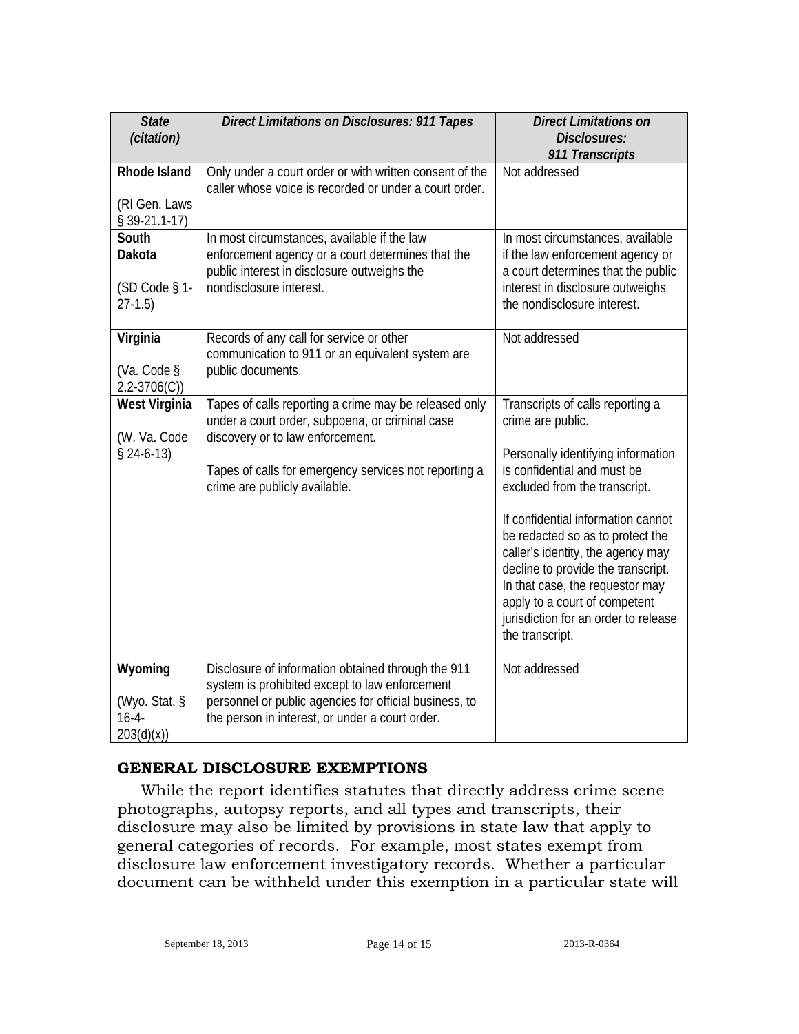| *State (citation)* | *Direct Limitations on Disclosures: 911 Tapes* | *Direct Limitations on Disclosures: 911 Transcripts* |
|---|---|---|
| **Rhode Island**<br><br>(RI Gen. Laws § 39-21.1-17) | Only under a court order or with written consent of the caller whose voice is recorded or under a court order. | Not addressed |
| **South Dakota**<br><br>(SD Code § 1-27-1.5) | In most circumstances, available if the law enforcement agency or a court determines that the public interest in disclosure outweighs the nondisclosure interest. | In most circumstances, available if the law enforcement agency or a court determines that the public interest in disclosure outweighs the nondisclosure interest. |
| **Virginia**<br><br>(Va. Code § 2.2-3706(C)) | Records of any call for service or other communication to 911 or an equivalent system are public documents. | Not addressed |
| **West Virginia**<br><br>(W. Va. Code § 24-6-13) | Tapes of calls reporting a crime may be released only under a court order, subpoena, or criminal case discovery or to law enforcement.<br><br>Tapes of calls for emergency services not reporting a crime are publicly available. | Transcripts of calls reporting a crime are public.<br><br>Personally identifying information is confidential and must be excluded from the transcript.<br><br>If confidential information cannot be redacted so as to protect the caller's identity, the agency may decline to provide the transcript. In that case, the requestor may apply to a court of competent jurisdiction for an order to release the transcript. |
| **Wyoming**<br><br>(Wyo. Stat. § 16-4-203(d)(x)) | Disclosure of information obtained through the 911 system is prohibited except to law enforcement personnel or public agencies for official business, to the person in interest, or under a court order. | Not addressed |

## GENERAL DISCLOSURE EXEMPTIONS

While the report identifies statutes that directly address crime scene photographs, autopsy reports, and all types and transcripts, their disclosure may also be limited by provisions in state law that apply to general categories of records. For example, most states exempt from disclosure law enforcement investigatory records. Whether a particular document can be withheld under this exemption in a particular state will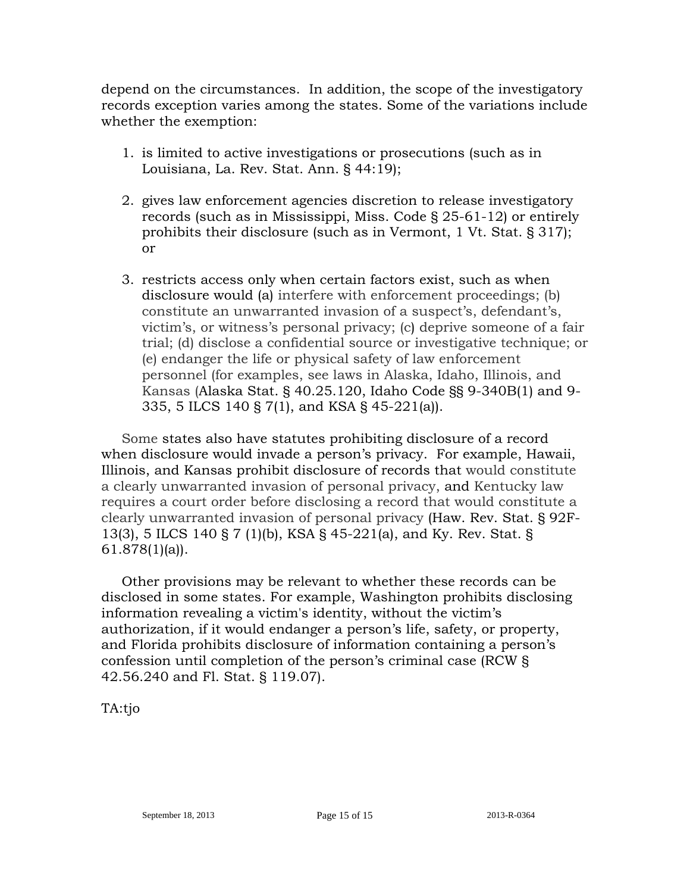depend on the circumstances. In addition, the scope of the investigatory records exception varies among the states. Some of the variations include whether the exemption:

1. is limited to active investigations or prosecutions (such as in Louisiana, La. Rev. Stat. Ann. § 44:19);

2. gives law enforcement agencies discretion to release investigatory records (such as in Mississippi, Miss. Code § 25-61-12) or entirely prohibits their disclosure (such as in Vermont, 1 Vt. Stat. § 317); or

3. restricts access only when certain factors exist, such as when disclosure would (a) interfere with enforcement proceedings; (b) constitute an unwarranted invasion of a suspect's, defendant's, victim's, or witness's personal privacy; (c) deprive someone of a fair trial; (d) disclose a confidential source or investigative technique; or (e) endanger the life or physical safety of law enforcement personnel (for examples, see laws in Alaska, Idaho, Illinois, and Kansas (Alaska Stat. § 40.25.120, Idaho Code §§ 9-340B(1) and 9-335, 5 ILCS 140 § 7(1), and KSA § 45-221(a)).

Some states also have statutes prohibiting disclosure of a record when disclosure would invade a person's privacy. For example, Hawaii, Illinois, and Kansas prohibit disclosure of records that would constitute a clearly unwarranted invasion of personal privacy, and Kentucky law requires a court order before disclosing a record that would constitute a clearly unwarranted invasion of personal privacy (Haw. Rev. Stat. § 92F-13(3), 5 ILCS 140 § 7 (1)(b), KSA § 45-221(a), and Ky. Rev. Stat. § 61.878(1)(a)).

Other provisions may be relevant to whether these records can be disclosed in some states. For example, Washington prohibits disclosing information revealing a victim's identity, without the victim's authorization, if it would endanger a person's life, safety, or property, and Florida prohibits disclosure of information containing a person's confession until completion of the person's criminal case (RCW § 42.56.240 and Fl. Stat. § 119.07).

TA:tjo